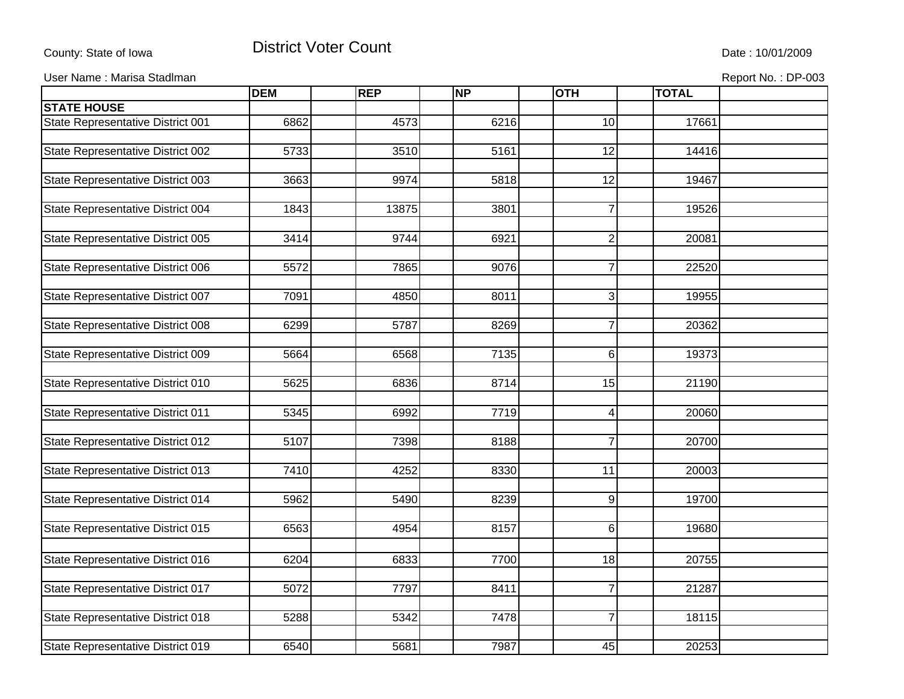County: State of Iowa

# District Voter Count

Date : 10/01/2009

User Name : Marisa Stadlman

Report No. : DP-003

| | DEM | REP | NP | OTH | TOTAL |
|---|---|---|---|---|---|
| **STATE HOUSE** | | | | | |
| State Representative District 001 | 6862 | 4573 | 6216 | 10 | 17661 |
| State Representative District 002 | 5733 | 3510 | 5161 | 12 | 14416 |
| State Representative District 003 | 3663 | 9974 | 5818 | 12 | 19467 |
| State Representative District 004 | 1843 | 13875 | 3801 | 7 | 19526 |
| State Representative District 005 | 3414 | 9744 | 6921 | 2 | 20081 |
| State Representative District 006 | 5572 | 7865 | 9076 | 7 | 22520 |
| State Representative District 007 | 7091 | 4850 | 8011 | 3 | 19955 |
| State Representative District 008 | 6299 | 5787 | 8269 | 7 | 20362 |
| State Representative District 009 | 5664 | 6568 | 7135 | 6 | 19373 |
| State Representative District 010 | 5625 | 6836 | 8714 | 15 | 21190 |
| State Representative District 011 | 5345 | 6992 | 7719 | 4 | 20060 |
| State Representative District 012 | 5107 | 7398 | 8188 | 7 | 20700 |
| State Representative District 013 | 7410 | 4252 | 8330 | 11 | 20003 |
| State Representative District 014 | 5962 | 5490 | 8239 | 9 | 19700 |
| State Representative District 015 | 6563 | 4954 | 8157 | 6 | 19680 |
| State Representative District 016 | 6204 | 6833 | 7700 | 18 | 20755 |
| State Representative District 017 | 5072 | 7797 | 8411 | 7 | 21287 |
| State Representative District 018 | 5288 | 5342 | 7478 | 7 | 18115 |
| State Representative District 019 | 6540 | 5681 | 7987 | 45 | 20253 |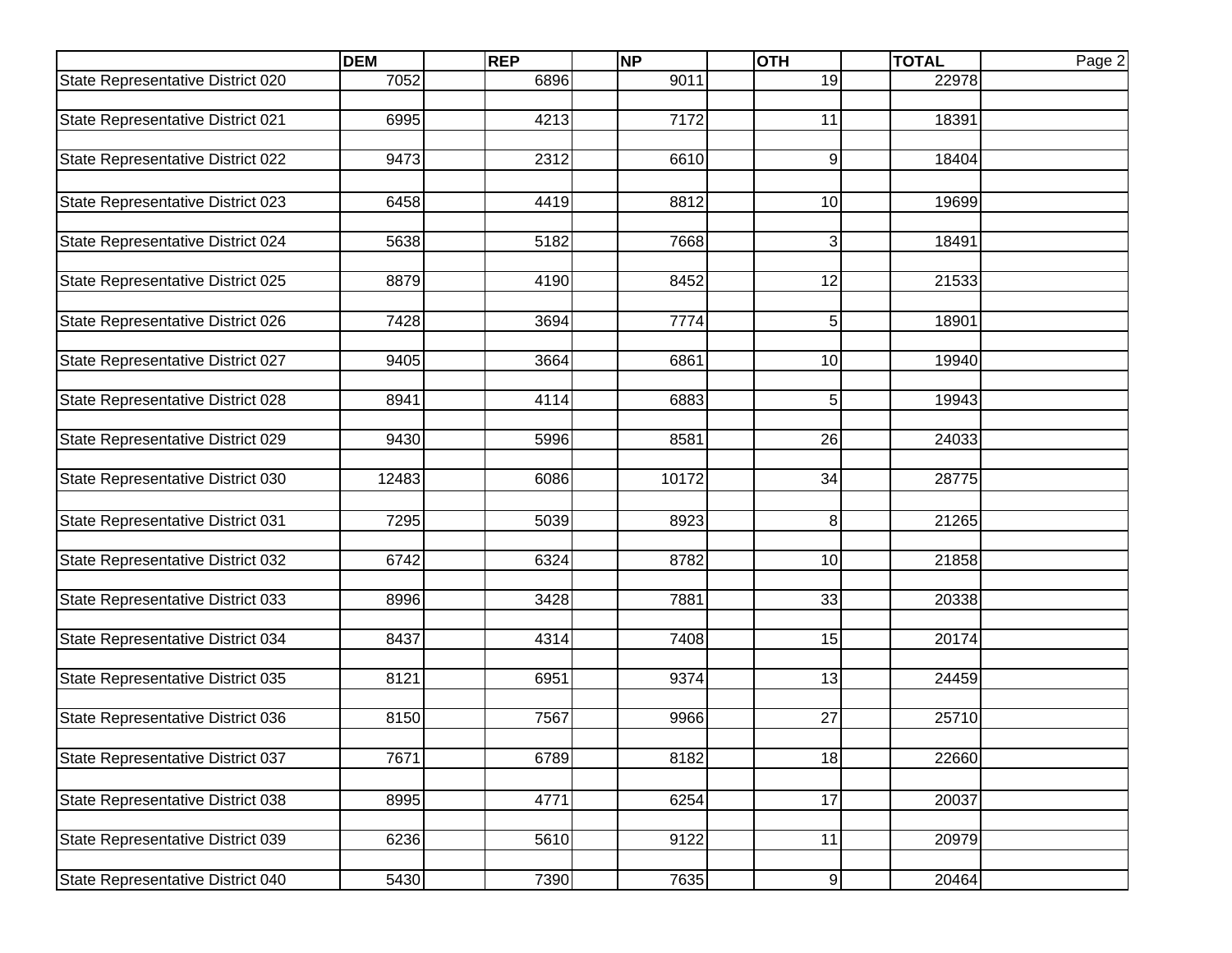| | DEM | REP | NP | OTH | TOTAL |
|---|---|---|---|---|---|
| State Representative District 020 | 7052 | 6896 | 9011 | 19 | 22978 |
| State Representative District 021 | 6995 | 4213 | 7172 | 11 | 18391 |
| State Representative District 022 | 9473 | 2312 | 6610 | 9 | 18404 |
| State Representative District 023 | 6458 | 4419 | 8812 | 10 | 19699 |
| State Representative District 024 | 5638 | 5182 | 7668 | 3 | 18491 |
| State Representative District 025 | 8879 | 4190 | 8452 | 12 | 21533 |
| State Representative District 026 | 7428 | 3694 | 7774 | 5 | 18901 |
| State Representative District 027 | 9405 | 3664 | 6861 | 10 | 19940 |
| State Representative District 028 | 8941 | 4114 | 6883 | 5 | 19943 |
| State Representative District 029 | 9430 | 5996 | 8581 | 26 | 24033 |
| State Representative District 030 | 12483 | 6086 | 10172 | 34 | 28775 |
| State Representative District 031 | 7295 | 5039 | 8923 | 8 | 21265 |
| State Representative District 032 | 6742 | 6324 | 8782 | 10 | 21858 |
| State Representative District 033 | 8996 | 3428 | 7881 | 33 | 20338 |
| State Representative District 034 | 8437 | 4314 | 7408 | 15 | 20174 |
| State Representative District 035 | 8121 | 6951 | 9374 | 13 | 24459 |
| State Representative District 036 | 8150 | 7567 | 9966 | 27 | 25710 |
| State Representative District 037 | 7671 | 6789 | 8182 | 18 | 22660 |
| State Representative District 038 | 8995 | 4771 | 6254 | 17 | 20037 |
| State Representative District 039 | 6236 | 5610 | 9122 | 11 | 20979 |
| State Representative District 040 | 5430 | 7390 | 7635 | 9 | 20464 |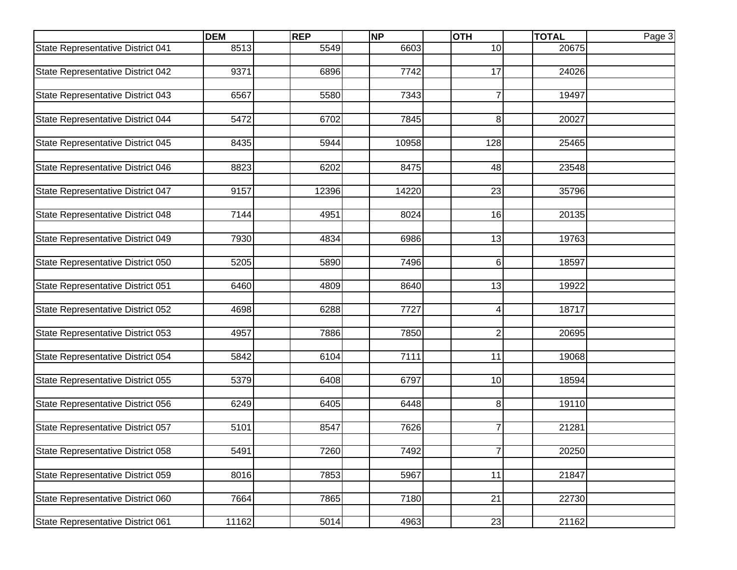| | DEM | REP | NP | OTH | TOTAL |
|---|---|---|---|---|---|
| State Representative District 041 | 8513 | 5549 | 6603 | 10 | 20675 |
| State Representative District 042 | 9371 | 6896 | 7742 | 17 | 24026 |
| State Representative District 043 | 6567 | 5580 | 7343 | 7 | 19497 |
| State Representative District 044 | 5472 | 6702 | 7845 | 8 | 20027 |
| State Representative District 045 | 8435 | 5944 | 10958 | 128 | 25465 |
| State Representative District 046 | 8823 | 6202 | 8475 | 48 | 23548 |
| State Representative District 047 | 9157 | 12396 | 14220 | 23 | 35796 |
| State Representative District 048 | 7144 | 4951 | 8024 | 16 | 20135 |
| State Representative District 049 | 7930 | 4834 | 6986 | 13 | 19763 |
| State Representative District 050 | 5205 | 5890 | 7496 | 6 | 18597 |
| State Representative District 051 | 6460 | 4809 | 8640 | 13 | 19922 |
| State Representative District 052 | 4698 | 6288 | 7727 | 4 | 18717 |
| State Representative District 053 | 4957 | 7886 | 7850 | 2 | 20695 |
| State Representative District 054 | 5842 | 6104 | 7111 | 11 | 19068 |
| State Representative District 055 | 5379 | 6408 | 6797 | 10 | 18594 |
| State Representative District 056 | 6249 | 6405 | 6448 | 8 | 19110 |
| State Representative District 057 | 5101 | 8547 | 7626 | 7 | 21281 |
| State Representative District 058 | 5491 | 7260 | 7492 | 7 | 20250 |
| State Representative District 059 | 8016 | 7853 | 5967 | 11 | 21847 |
| State Representative District 060 | 7664 | 7865 | 7180 | 21 | 22730 |
| State Representative District 061 | 11162 | 5014 | 4963 | 23 | 21162 |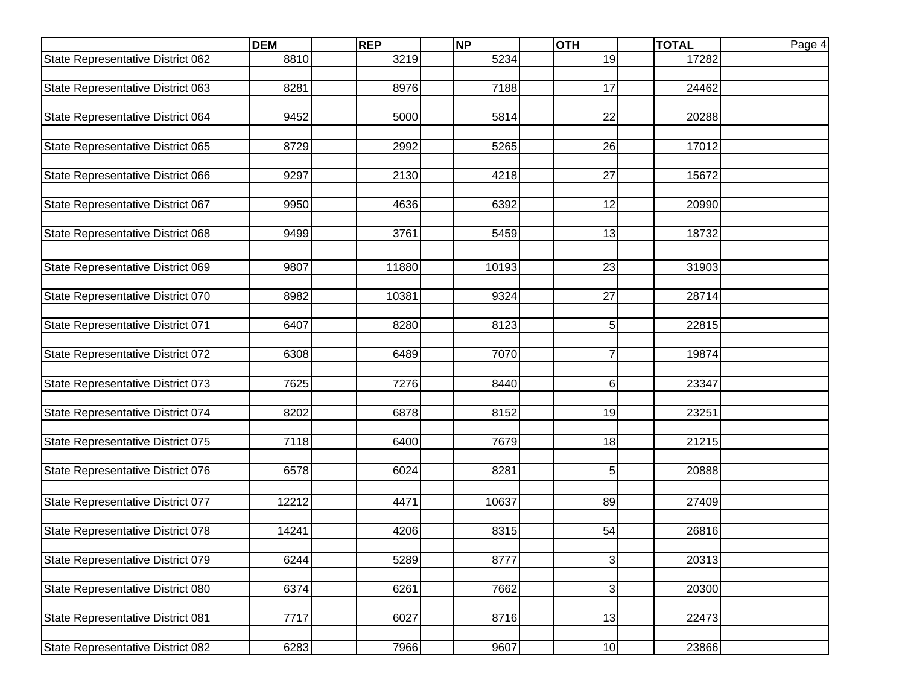| | DEM | REP | NP | OTH | TOTAL |
|---|---|---|---|---|---|
| State Representative District 062 | 8810 | 3219 | 5234 | 19 | 17282 |
| State Representative District 063 | 8281 | 8976 | 7188 | 17 | 24462 |
| State Representative District 064 | 9452 | 5000 | 5814 | 22 | 20288 |
| State Representative District 065 | 8729 | 2992 | 5265 | 26 | 17012 |
| State Representative District 066 | 9297 | 2130 | 4218 | 27 | 15672 |
| State Representative District 067 | 9950 | 4636 | 6392 | 12 | 20990 |
| State Representative District 068 | 9499 | 3761 | 5459 | 13 | 18732 |
| State Representative District 069 | 9807 | 11880 | 10193 | 23 | 31903 |
| State Representative District 070 | 8982 | 10381 | 9324 | 27 | 28714 |
| State Representative District 071 | 6407 | 8280 | 8123 | 5 | 22815 |
| State Representative District 072 | 6308 | 6489 | 7070 | 7 | 19874 |
| State Representative District 073 | 7625 | 7276 | 8440 | 6 | 23347 |
| State Representative District 074 | 8202 | 6878 | 8152 | 19 | 23251 |
| State Representative District 075 | 7118 | 6400 | 7679 | 18 | 21215 |
| State Representative District 076 | 6578 | 6024 | 8281 | 5 | 20888 |
| State Representative District 077 | 12212 | 4471 | 10637 | 89 | 27409 |
| State Representative District 078 | 14241 | 4206 | 8315 | 54 | 26816 |
| State Representative District 079 | 6244 | 5289 | 8777 | 3 | 20313 |
| State Representative District 080 | 6374 | 6261 | 7662 | 3 | 20300 |
| State Representative District 081 | 7717 | 6027 | 8716 | 13 | 22473 |
| State Representative District 082 | 6283 | 7966 | 9607 | 10 | 23866 |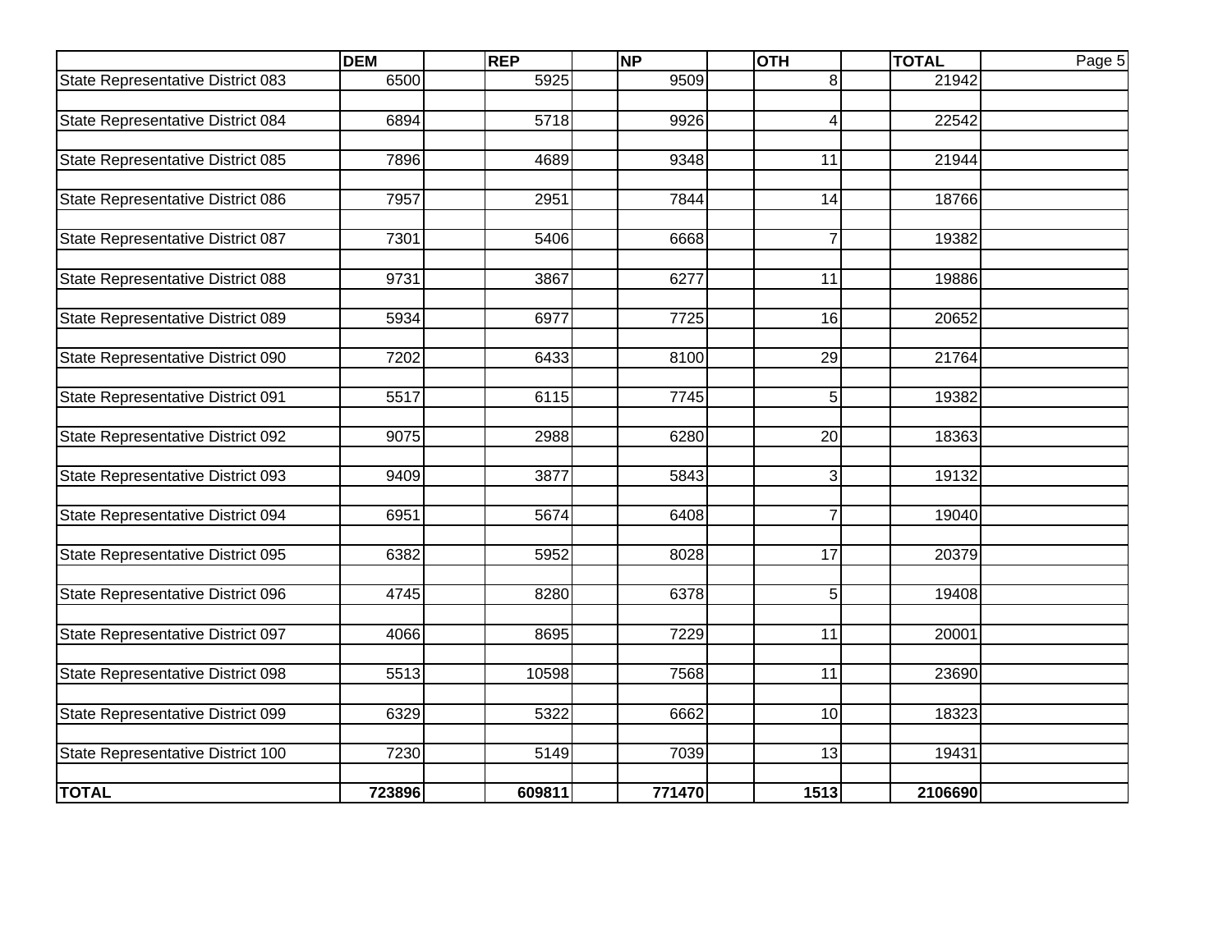| | DEM | REP | NP | OTH | TOTAL |
|---|---|---|---|---|---|
| State Representative District 083 | 6500 | 5925 | 9509 | 8 | 21942 |
| State Representative District 084 | 6894 | 5718 | 9926 | 4 | 22542 |
| State Representative District 085 | 7896 | 4689 | 9348 | 11 | 21944 |
| State Representative District 086 | 7957 | 2951 | 7844 | 14 | 18766 |
| State Representative District 087 | 7301 | 5406 | 6668 | 7 | 19382 |
| State Representative District 088 | 9731 | 3867 | 6277 | 11 | 19886 |
| State Representative District 089 | 5934 | 6977 | 7725 | 16 | 20652 |
| State Representative District 090 | 7202 | 6433 | 8100 | 29 | 21764 |
| State Representative District 091 | 5517 | 6115 | 7745 | 5 | 19382 |
| State Representative District 092 | 9075 | 2988 | 6280 | 20 | 18363 |
| State Representative District 093 | 9409 | 3877 | 5843 | 3 | 19132 |
| State Representative District 094 | 6951 | 5674 | 6408 | 7 | 19040 |
| State Representative District 095 | 6382 | 5952 | 8028 | 17 | 20379 |
| State Representative District 096 | 4745 | 8280 | 6378 | 5 | 19408 |
| State Representative District 097 | 4066 | 8695 | 7229 | 11 | 20001 |
| State Representative District 098 | 5513 | 10598 | 7568 | 11 | 23690 |
| State Representative District 099 | 6329 | 5322 | 6662 | 10 | 18323 |
| State Representative District 100 | 7230 | 5149 | 7039 | 13 | 19431 |
| **TOTAL** | **723896** | **609811** | **771470** | **1513** | **2106690** |